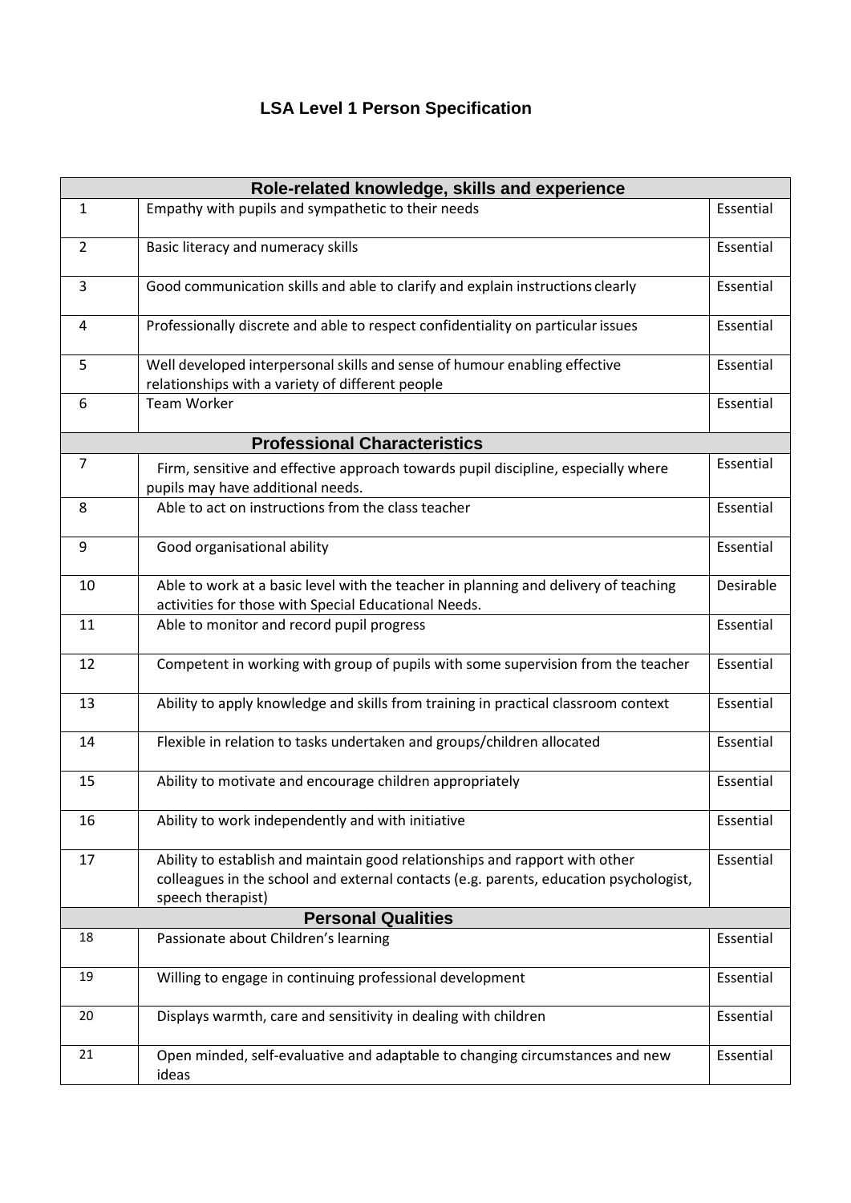# LSA Level 1 Person Specification

| Role-related knowledge, skills and experience | | |
|---|---|---|
| 1 | Empathy with pupils and sympathetic to their needs | Essential |
| 2 | Basic literacy and numeracy skills | Essential |
| 3 | Good communication skills and able to clarify and explain instructions clearly | Essential |
| 4 | Professionally discrete and able to respect confidentiality on particular issues | Essential |
| 5 | Well developed interpersonal skills and sense of humour enabling effective relationships with a variety of different people | Essential |
| 6 | Team Worker | Essential |
| **Professional Characteristics** | | |
| 7 | Firm, sensitive and effective approach towards pupil discipline, especially where pupils may have additional needs. | Essential |
| 8 | Able to act on instructions from the class teacher | Essential |
| 9 | Good organisational ability | Essential |
| 10 | Able to work at a basic level with the teacher in planning and delivery of teaching activities for those with Special Educational Needs. | Desirable |
| 11 | Able to monitor and record pupil progress | Essential |
| 12 | Competent in working with group of pupils with some supervision from the teacher | Essential |
| 13 | Ability to apply knowledge and skills from training in practical classroom context | Essential |
| 14 | Flexible in relation to tasks undertaken and groups/children allocated | Essential |
| 15 | Ability to motivate and encourage children appropriately | Essential |
| 16 | Ability to work independently and with initiative | Essential |
| 17 | Ability to establish and maintain good relationships and rapport with other colleagues in the school and external contacts (e.g. parents, education psychologist, speech therapist) | Essential |
| **Personal Qualities** | | |
| 18 | Passionate about Children's learning | Essential |
| 19 | Willing to engage in continuing professional development | Essential |
| 20 | Displays warmth, care and sensitivity in dealing with children | Essential |
| 21 | Open minded, self-evaluative and adaptable to changing circumstances and new ideas | Essential |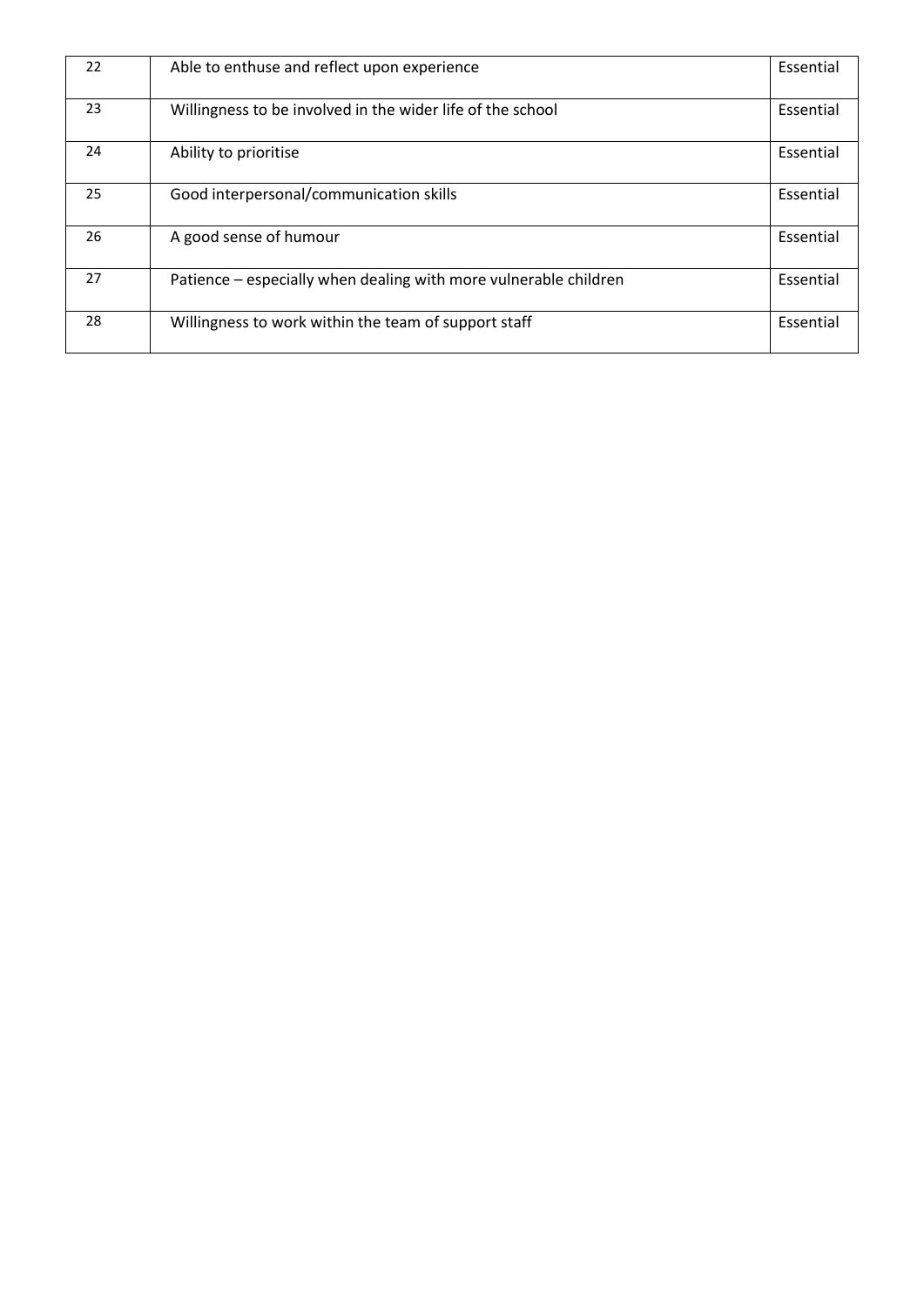| | | |
|---|---|---|
| 22 | Able to enthuse and reflect upon experience | Essential |
| 23 | Willingness to be involved in the wider life of the school | Essential |
| 24 | Ability to prioritise | Essential |
| 25 | Good interpersonal/communication skills | Essential |
| 26 | A good sense of humour | Essential |
| 27 | Patience – especially when dealing with more vulnerable children | Essential |
| 28 | Willingness to work within the team of support staff | Essential |